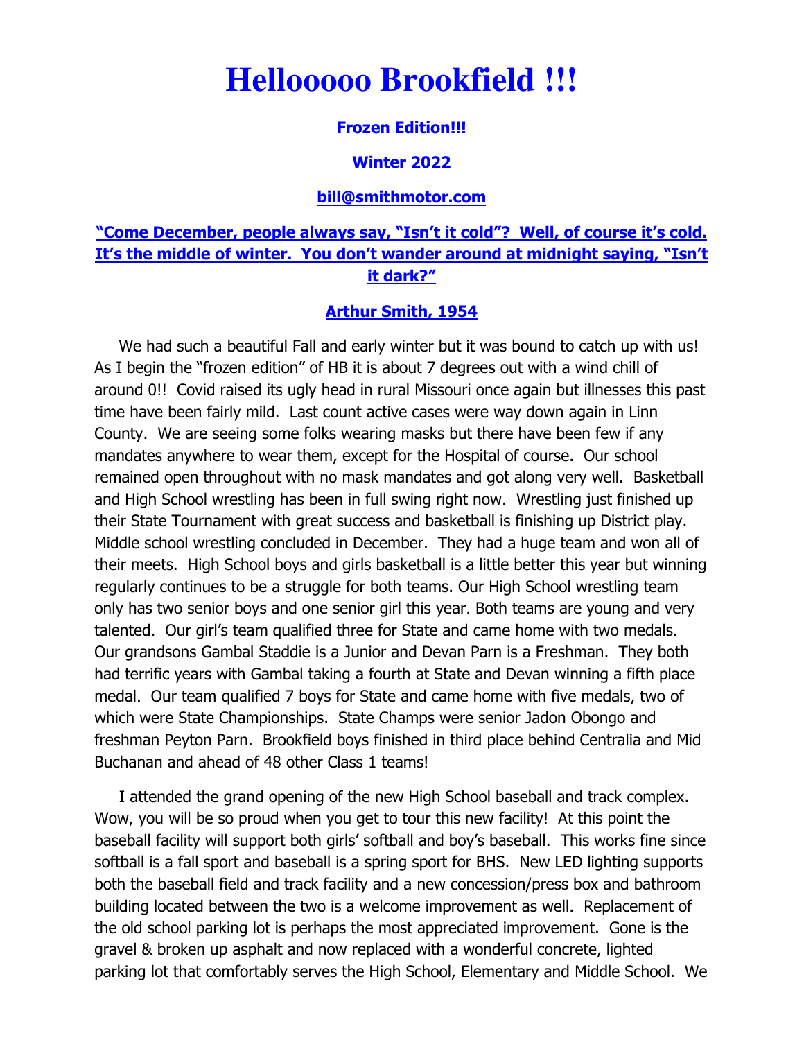# Hellooooo Brookfield !!!

**Frozen Edition!!!**

**Winter 2022**

**bill@smithmotor.com**

**"Come December, people always say, "Isn't it cold"? Well, of course it's cold. It's the middle of winter. You don't wander around at midnight saying, "Isn't it dark?"**

**Arthur Smith, 1954**

We had such a beautiful Fall and early winter but it was bound to catch up with us! As I begin the "frozen edition" of HB it is about 7 degrees out with a wind chill of around 0!! Covid raised its ugly head in rural Missouri once again but illnesses this past time have been fairly mild. Last count active cases were way down again in Linn County. We are seeing some folks wearing masks but there have been few if any mandates anywhere to wear them, except for the Hospital of course. Our school remained open throughout with no mask mandates and got along very well. Basketball and High School wrestling has been in full swing right now. Wrestling just finished up their State Tournament with great success and basketball is finishing up District play. Middle school wrestling concluded in December. They had a huge team and won all of their meets. High School boys and girls basketball is a little better this year but winning regularly continues to be a struggle for both teams. Our High School wrestling team only has two senior boys and one senior girl this year. Both teams are young and very talented. Our girl's team qualified three for State and came home with two medals. Our grandsons Gambal Staddie is a Junior and Devan Parn is a Freshman. They both had terrific years with Gambal taking a fourth at State and Devan winning a fifth place medal. Our team qualified 7 boys for State and came home with five medals, two of which were State Championships. State Champs were senior Jadon Obongo and freshman Peyton Parn. Brookfield boys finished in third place behind Centralia and Mid Buchanan and ahead of 48 other Class 1 teams!

I attended the grand opening of the new High School baseball and track complex. Wow, you will be so proud when you get to tour this new facility! At this point the baseball facility will support both girls' softball and boy's baseball. This works fine since softball is a fall sport and baseball is a spring sport for BHS. New LED lighting supports both the baseball field and track facility and a new concession/press box and bathroom building located between the two is a welcome improvement as well. Replacement of the old school parking lot is perhaps the most appreciated improvement. Gone is the gravel & broken up asphalt and now replaced with a wonderful concrete, lighted parking lot that comfortably serves the High School, Elementary and Middle School. We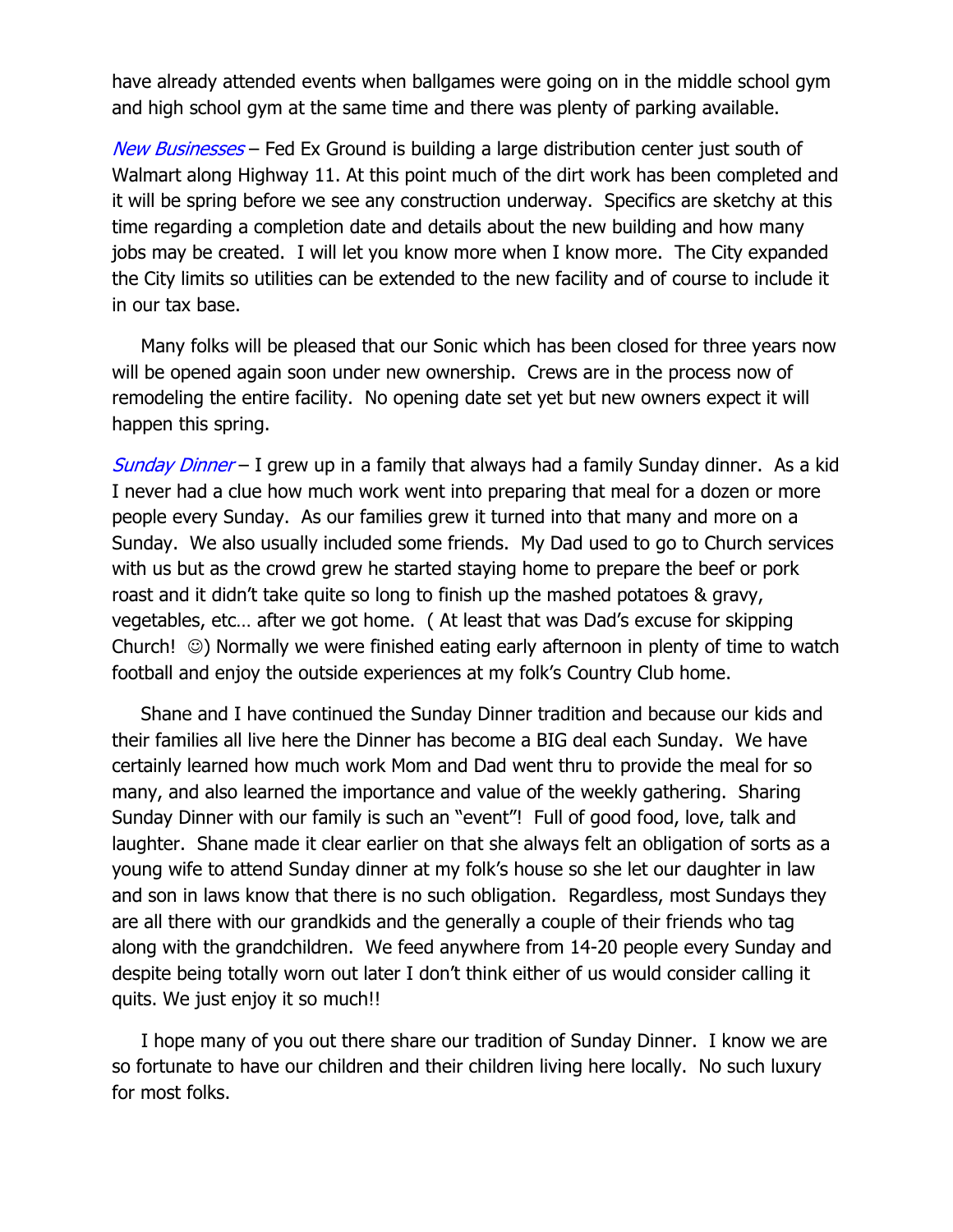have already attended events when ballgames were going on in the middle school gym and high school gym at the same time and there was plenty of parking available.

*New Businesses* – Fed Ex Ground is building a large distribution center just south of Walmart along Highway 11. At this point much of the dirt work has been completed and it will be spring before we see any construction underway. Specifics are sketchy at this time regarding a completion date and details about the new building and how many jobs may be created. I will let you know more when I know more. The City expanded the City limits so utilities can be extended to the new facility and of course to include it in our tax base.

Many folks will be pleased that our Sonic which has been closed for three years now will be opened again soon under new ownership. Crews are in the process now of remodeling the entire facility. No opening date set yet but new owners expect it will happen this spring.

*Sunday Dinner* – I grew up in a family that always had a family Sunday dinner. As a kid I never had a clue how much work went into preparing that meal for a dozen or more people every Sunday. As our families grew it turned into that many and more on a Sunday. We also usually included some friends. My Dad used to go to Church services with us but as the crowd grew he started staying home to prepare the beef or pork roast and it didn't take quite so long to finish up the mashed potatoes & gravy, vegetables, etc… after we got home. ( At least that was Dad's excuse for skipping Church! ☺) Normally we were finished eating early afternoon in plenty of time to watch football and enjoy the outside experiences at my folk's Country Club home.

Shane and I have continued the Sunday Dinner tradition and because our kids and their families all live here the Dinner has become a BIG deal each Sunday. We have certainly learned how much work Mom and Dad went thru to provide the meal for so many, and also learned the importance and value of the weekly gathering. Sharing Sunday Dinner with our family is such an "event"! Full of good food, love, talk and laughter. Shane made it clear earlier on that she always felt an obligation of sorts as a young wife to attend Sunday dinner at my folk's house so she let our daughter in law and son in laws know that there is no such obligation. Regardless, most Sundays they are all there with our grandkids and the generally a couple of their friends who tag along with the grandchildren. We feed anywhere from 14-20 people every Sunday and despite being totally worn out later I don't think either of us would consider calling it quits. We just enjoy it so much!!

I hope many of you out there share our tradition of Sunday Dinner. I know we are so fortunate to have our children and their children living here locally. No such luxury for most folks.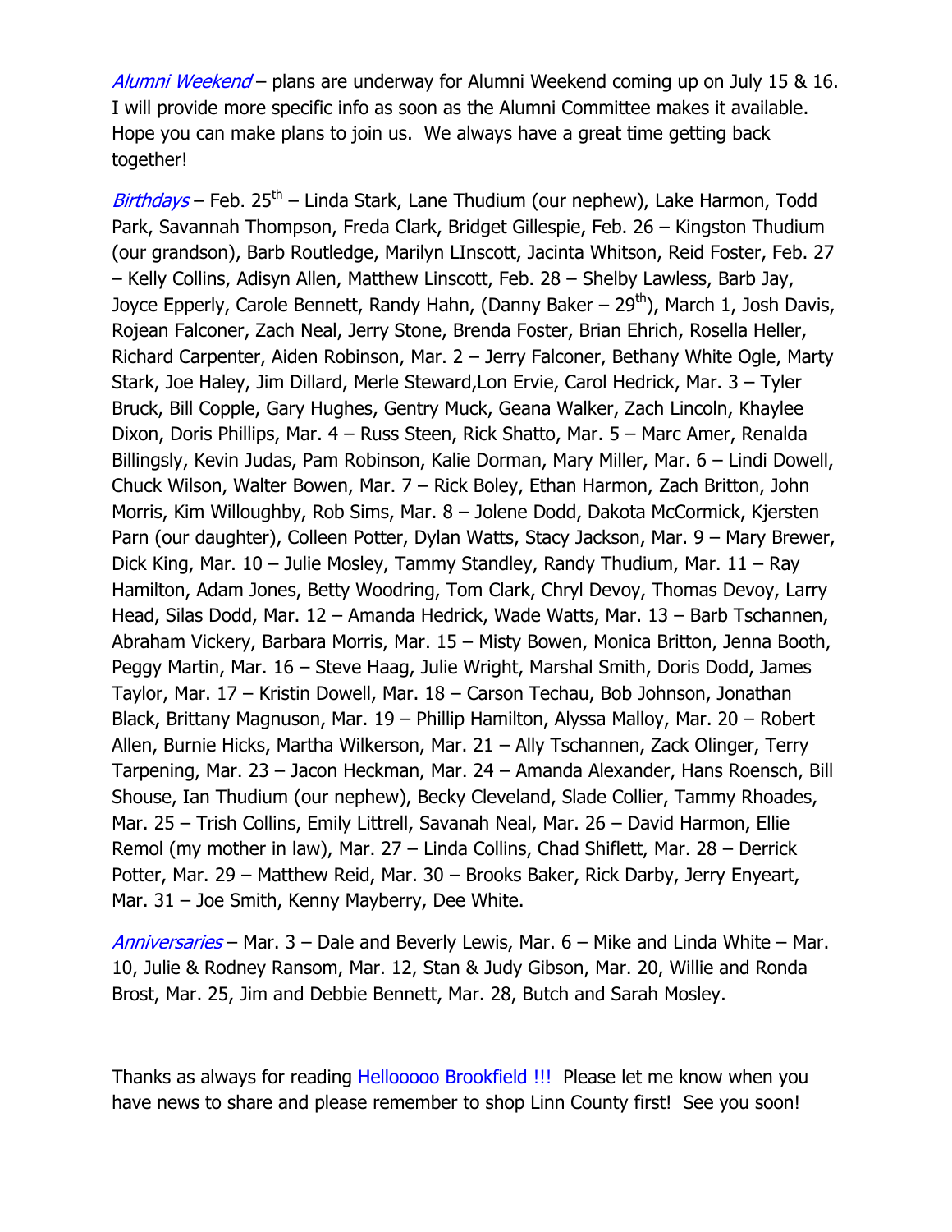*Alumni Weekend* – plans are underway for Alumni Weekend coming up on July 15 & 16. I will provide more specific info as soon as the Alumni Committee makes it available. Hope you can make plans to join us. We always have a great time getting back together!

*Birthdays* – Feb. 25th – Linda Stark, Lane Thudium (our nephew), Lake Harmon, Todd Park, Savannah Thompson, Freda Clark, Bridget Gillespie, Feb. 26 – Kingston Thudium (our grandson), Barb Routledge, Marilyn LInscott, Jacinta Whitson, Reid Foster, Feb. 27 – Kelly Collins, Adisyn Allen, Matthew Linscott, Feb. 28 – Shelby Lawless, Barb Jay, Joyce Epperly, Carole Bennett, Randy Hahn, (Danny Baker – 29th), March 1, Josh Davis, Rojean Falconer, Zach Neal, Jerry Stone, Brenda Foster, Brian Ehrich, Rosella Heller, Richard Carpenter, Aiden Robinson, Mar. 2 – Jerry Falconer, Bethany White Ogle, Marty Stark, Joe Haley, Jim Dillard, Merle Steward,Lon Ervie, Carol Hedrick, Mar. 3 – Tyler Bruck, Bill Copple, Gary Hughes, Gentry Muck, Geana Walker, Zach Lincoln, Khaylee Dixon, Doris Phillips, Mar. 4 – Russ Steen, Rick Shatto, Mar. 5 – Marc Amer, Renalda Billingsly, Kevin Judas, Pam Robinson, Kalie Dorman, Mary Miller, Mar. 6 – Lindi Dowell, Chuck Wilson, Walter Bowen, Mar. 7 – Rick Boley, Ethan Harmon, Zach Britton, John Morris, Kim Willoughby, Rob Sims, Mar. 8 – Jolene Dodd, Dakota McCormick, Kjersten Parn (our daughter), Colleen Potter, Dylan Watts, Stacy Jackson, Mar. 9 – Mary Brewer, Dick King, Mar. 10 – Julie Mosley, Tammy Standley, Randy Thudium, Mar. 11 – Ray Hamilton, Adam Jones, Betty Woodring, Tom Clark, Chryl Devoy, Thomas Devoy, Larry Head, Silas Dodd, Mar. 12 – Amanda Hedrick, Wade Watts, Mar. 13 – Barb Tschannen, Abraham Vickery, Barbara Morris, Mar. 15 – Misty Bowen, Monica Britton, Jenna Booth, Peggy Martin, Mar. 16 – Steve Haag, Julie Wright, Marshal Smith, Doris Dodd, James Taylor, Mar. 17 – Kristin Dowell, Mar. 18 – Carson Techau, Bob Johnson, Jonathan Black, Brittany Magnuson, Mar. 19 – Phillip Hamilton, Alyssa Malloy, Mar. 20 – Robert Allen, Burnie Hicks, Martha Wilkerson, Mar. 21 – Ally Tschannen, Zack Olinger, Terry Tarpening, Mar. 23 – Jacon Heckman, Mar. 24 – Amanda Alexander, Hans Roensch, Bill Shouse, Ian Thudium (our nephew), Becky Cleveland, Slade Collier, Tammy Rhoades, Mar. 25 – Trish Collins, Emily Littrell, Savanah Neal, Mar. 26 – David Harmon, Ellie Remol (my mother in law), Mar. 27 – Linda Collins, Chad Shiflett, Mar. 28 – Derrick Potter, Mar. 29 – Matthew Reid, Mar. 30 – Brooks Baker, Rick Darby, Jerry Enyeart, Mar. 31 – Joe Smith, Kenny Mayberry, Dee White.

*Anniversaries* – Mar. 3 – Dale and Beverly Lewis, Mar. 6 – Mike and Linda White – Mar. 10, Julie & Rodney Ransom, Mar. 12, Stan & Judy Gibson, Mar. 20, Willie and Ronda Brost, Mar. 25, Jim and Debbie Bennett, Mar. 28, Butch and Sarah Mosley.

Thanks as always for reading Hellooooo Brookfield !!! Please let me know when you have news to share and please remember to shop Linn County first! See you soon!